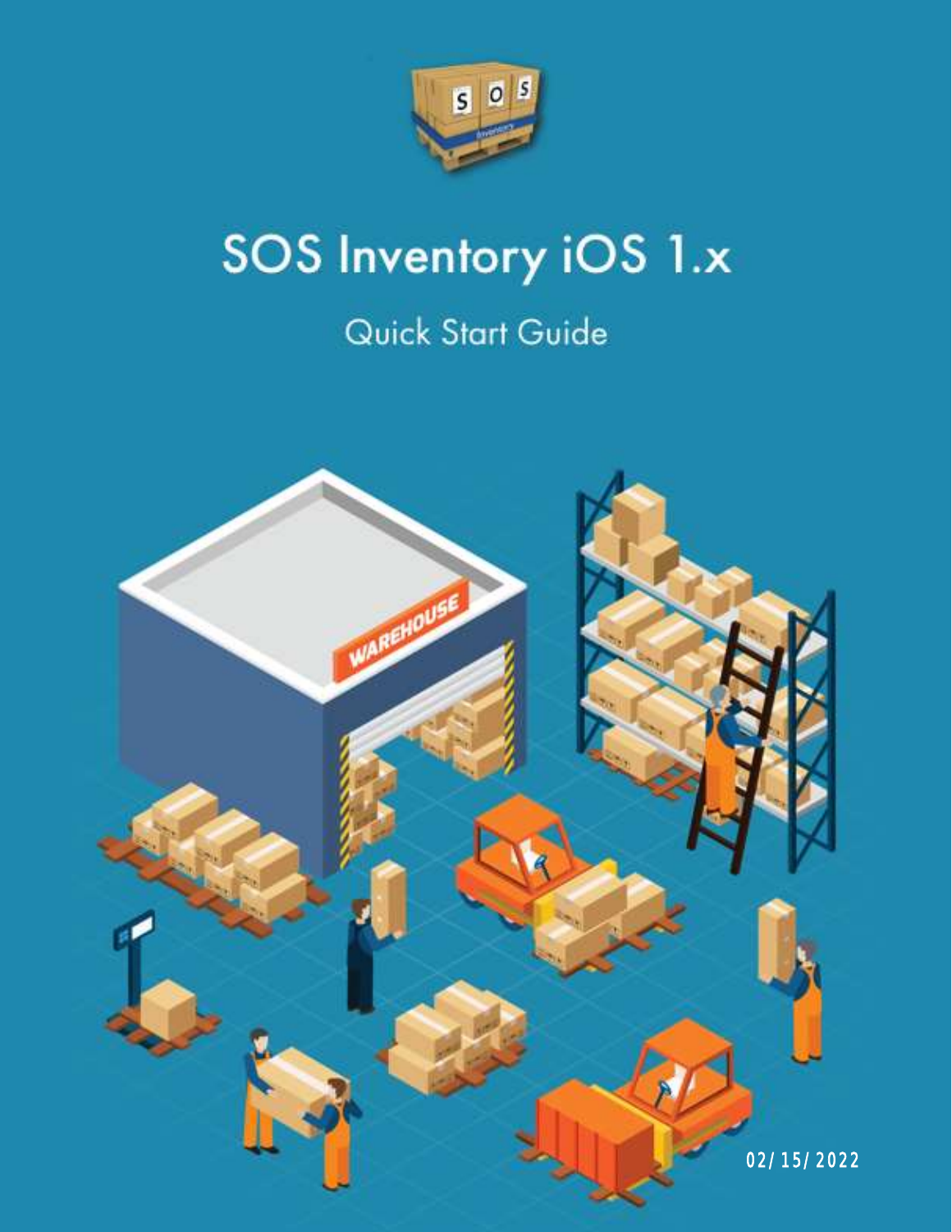# SOS Inventory iOS 1.x

## Quick Start Guide

02/15/2022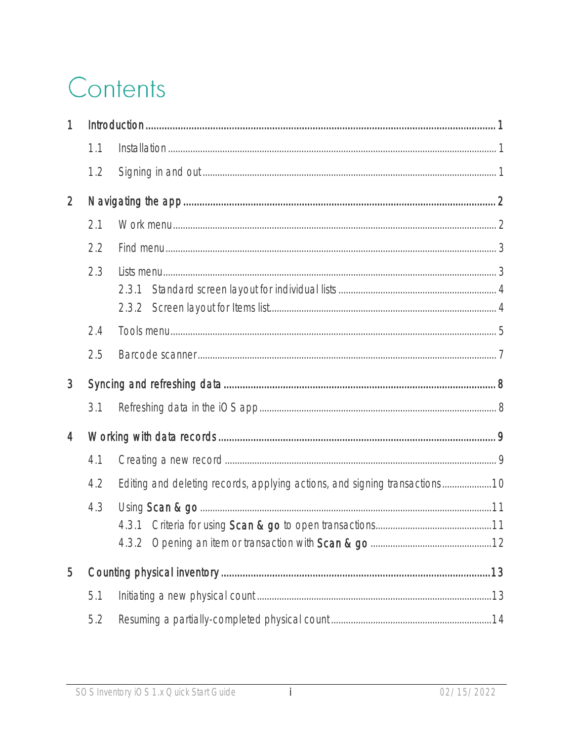# Contents

1 Introduction ........ 1
- 1.1 Installation ........ 1
- 1.2 Signing in and out ........ 1

2 Navigating the app ........ 2
- 2.1 Work menu ........ 2
- 2.2 Find menu ........ 3
- 2.3 Lists menu ........ 3
  - 2.3.1 Standard screen layout for individual lists ........ 4
  - 2.3.2 Screen layout for Items list ........ 4
- 2.4 Tools menu ........ 5
- 2.5 Barcode scanner ........ 7

3 Syncing and refreshing data ........ 8
- 3.1 Refreshing data in the iOS app ........ 8

4 Working with data records ........ 9
- 4.1 Creating a new record ........ 9
- 4.2 Editing and deleting records, applying actions, and signing transactions ........ 10
- 4.3 Using **Scan & go** ........ 11
  - 4.3.1 Criteria for using **Scan & go** to open transactions ........ 11
  - 4.3.2 Opening an item or transaction with **Scan & go** ........ 12

5 Counting physical inventory ........ 13
- 5.1 Initiating a new physical count ........ 13
- 5.2 Resuming a partially-completed physical count ........ 14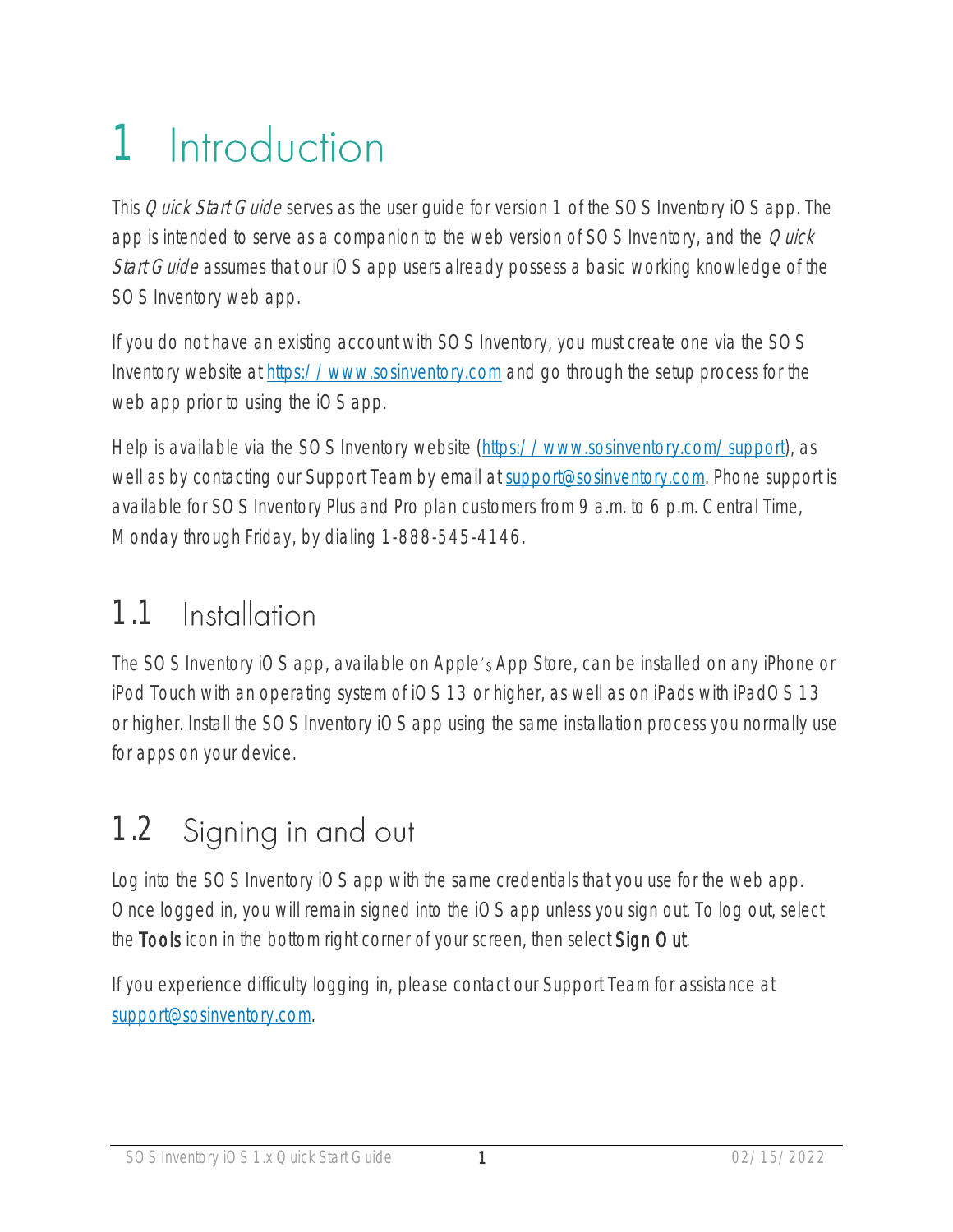# 1 Introduction

This *Quick Start Guide* serves as the user guide for version 1 of the SOS Inventory iOS app. The app is intended to serve as a companion to the web version of SOS Inventory, and the *Quick Start Guide* assumes that our iOS app users already possess a basic working knowledge of the SOS Inventory web app.

If you do not have an existing account with SOS Inventory, you must create one via the SOS Inventory website at https://www.sosinventory.com and go through the setup process for the web app prior to using the iOS app.

Help is available via the SOS Inventory website (https://www.sosinventory.com/support), as well as by contacting our Support Team by email at support@sosinventory.com. Phone support is available for SOS Inventory Plus and Pro plan customers from 9 a.m. to 6 p.m. Central Time, Monday through Friday, by dialing 1-888-545-4146.

## 1.1 Installation

The SOS Inventory iOS app, available on Apple's App Store, can be installed on any iPhone or iPod Touch with an operating system of iOS 13 or higher, as well as on iPads with iPadOS 13 or higher. Install the SOS Inventory iOS app using the same installation process you normally use for apps on your device.

## 1.2 Signing in and out

Log into the SOS Inventory iOS app with the same credentials that you use for the web app. Once logged in, you will remain signed into the iOS app unless you sign out. To log out, select the **Tools** icon in the bottom right corner of your screen, then select **Sign Out**.

If you experience difficulty logging in, please contact our Support Team for assistance at support@sosinventory.com.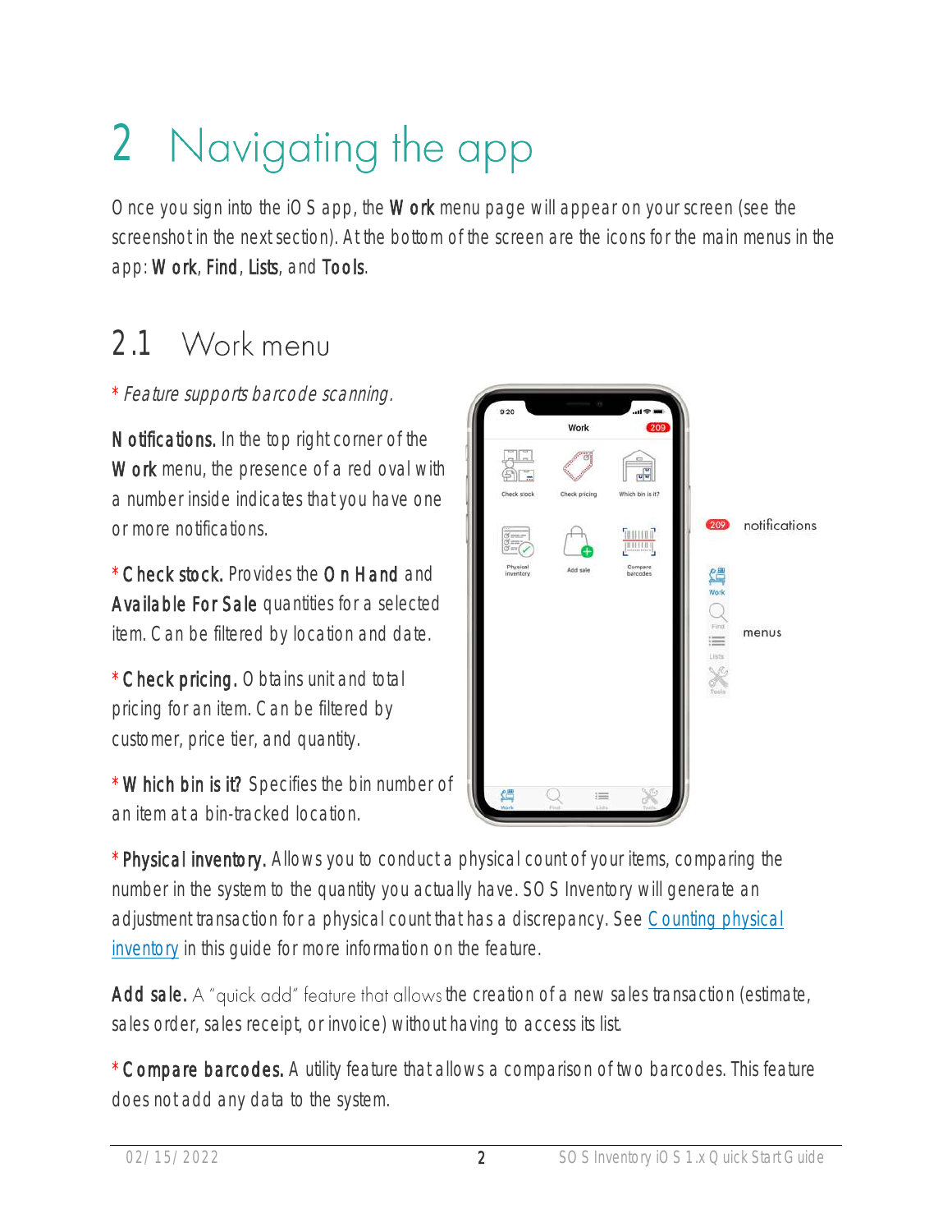# 2 Navigating the app

Once you sign into the iOS app, the **Work** menu page will appear on your screen (see the screenshot in the next section). At the bottom of the screen are the icons for the main menus in the app: **Work**, **Find**, **Lists**, and **Tools**.

## 2.1 Work menu

*\* Feature supports barcode scanning.*

**Notifications.** In the top right corner of the **Work** menu, the presence of a red oval with a number inside indicates that you have one or more notifications.

\* **Check stock.** Provides the **On Hand** and **Available For Sale** quantities for a selected item. Can be filtered by location and date.

\* **Check pricing.** Obtains unit and total pricing for an item. Can be filtered by customer, price tier, and quantity.

\* **Which bin is it?** Specifies the bin number of an item at a bin-tracked location.

\* **Physical inventory.** Allows you to conduct a physical count of your items, comparing the number in the system to the quantity you actually have. SOS Inventory will generate an adjustment transaction for a physical count that has a discrepancy. See [Counting physical inventory]() in this guide for more information on the feature.

**Add sale.** A "quick add" feature that allows the creation of a new sales transaction (estimate, sales order, sales receipt, or invoice) without having to access its list.

\* **Compare barcodes.** A utility feature that allows a comparison of two barcodes. This feature does not add any data to the system.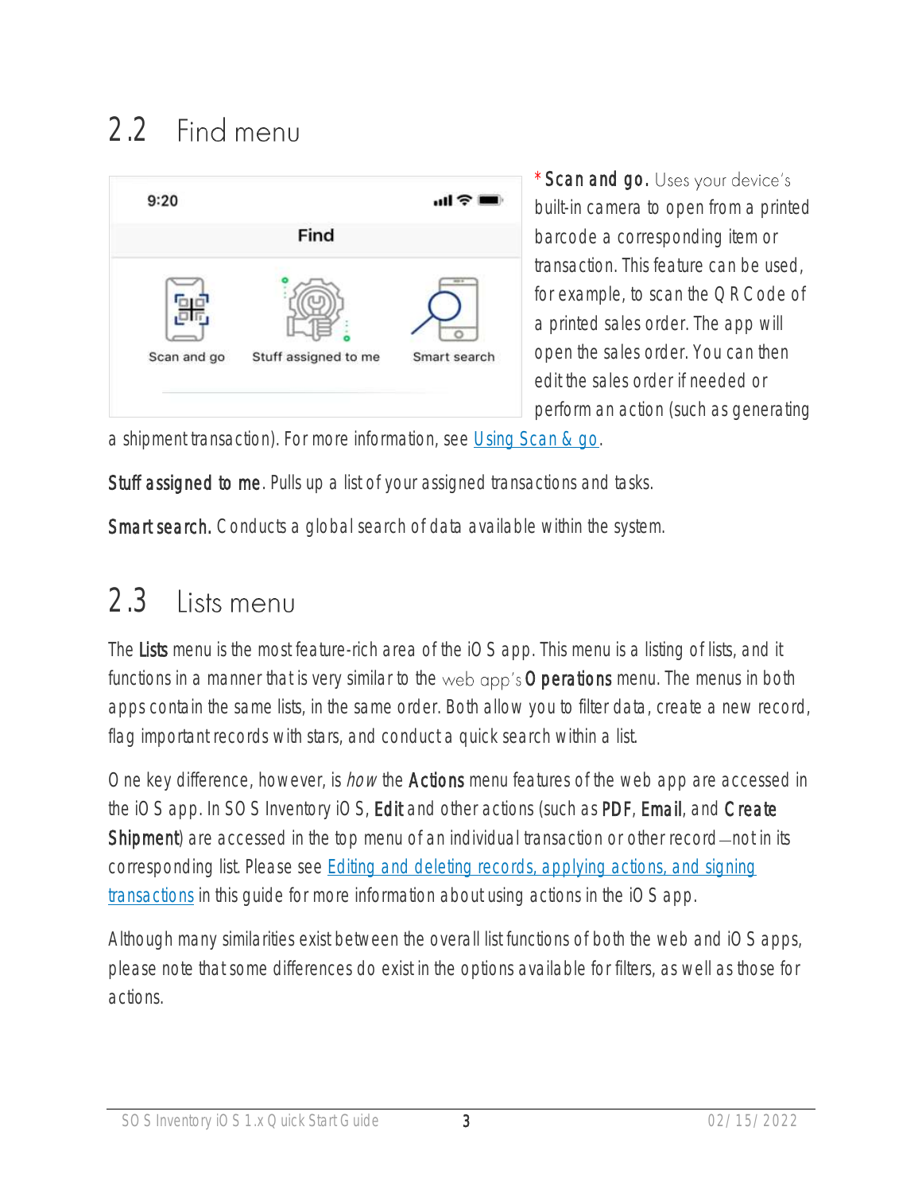## 2.2 Find menu

**Scan and go.** Uses your device's built-in camera to open from a printed barcode a corresponding item or transaction. This feature can be used, for example, to scan the QR Code of a printed sales order. The app will open the sales order. You can then edit the sales order if needed or perform an action (such as generating a shipment transaction). For more information, see Using Scan & go.

**Stuff assigned to me.** Pulls up a list of your assigned transactions and tasks.

**Smart search.** Conducts a global search of data available within the system.

## 2.3 Lists menu

The **Lists** menu is the most feature-rich area of the iOS app. This menu is a listing of lists, and it functions in a manner that is very similar to the web app's **Operations** menu. The menus in both apps contain the same lists, in the same order. Both allow you to filter data, create a new record, flag important records with stars, and conduct a quick search within a list.

One key difference, however, is *how* the **Actions** menu features of the web app are accessed in the iOS app. In SOS Inventory iOS, **Edit** and other actions (such as **PDF**, **Email**, and **Create Shipment**) are accessed in the top menu of an individual transaction or other record—not in its corresponding list. Please see Editing and deleting records, applying actions, and signing transactions in this guide for more information about using actions in the iOS app.

Although many similarities exist between the overall list functions of both the web and iOS apps, please note that some differences do exist in the options available for filters, as well as those for actions.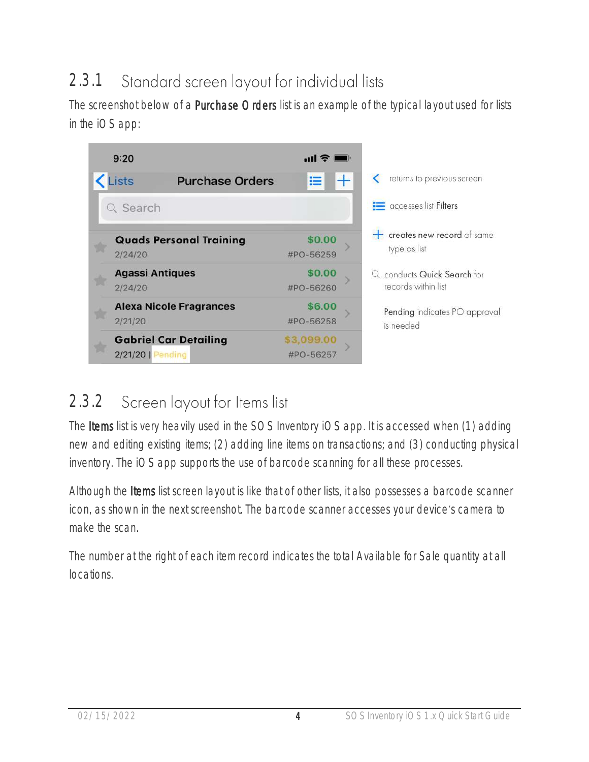## 2.3.1 Standard screen layout for individual lists

The screenshot below of a **Purchase Orders** list is an example of the typical layout used for lists in the iOS app:

| Screenshot element | Description |
| --- | --- |
| < Lists | returns to previous screen |
| List icon | accesses list Filters |
| + | creates new record of same type as list |
| Search | conducts Quick Search for records within list |
| Pending | Pending indicates PO approval is needed |

## 2.3.2 Screen layout for Items list

The **Items** list is very heavily used in the SOS Inventory iOS app. It is accessed when (1) adding new and editing existing items; (2) adding line items on transactions; and (3) conducting physical inventory. The iOS app supports the use of barcode scanning for all these processes.

Although the **Items** list screen layout is like that of other lists, it also possesses a barcode scanner icon, as shown in the next screenshot. The barcode scanner accesses your device's camera to make the scan.

The number at the right of each item record indicates the total Available for Sale quantity at all locations.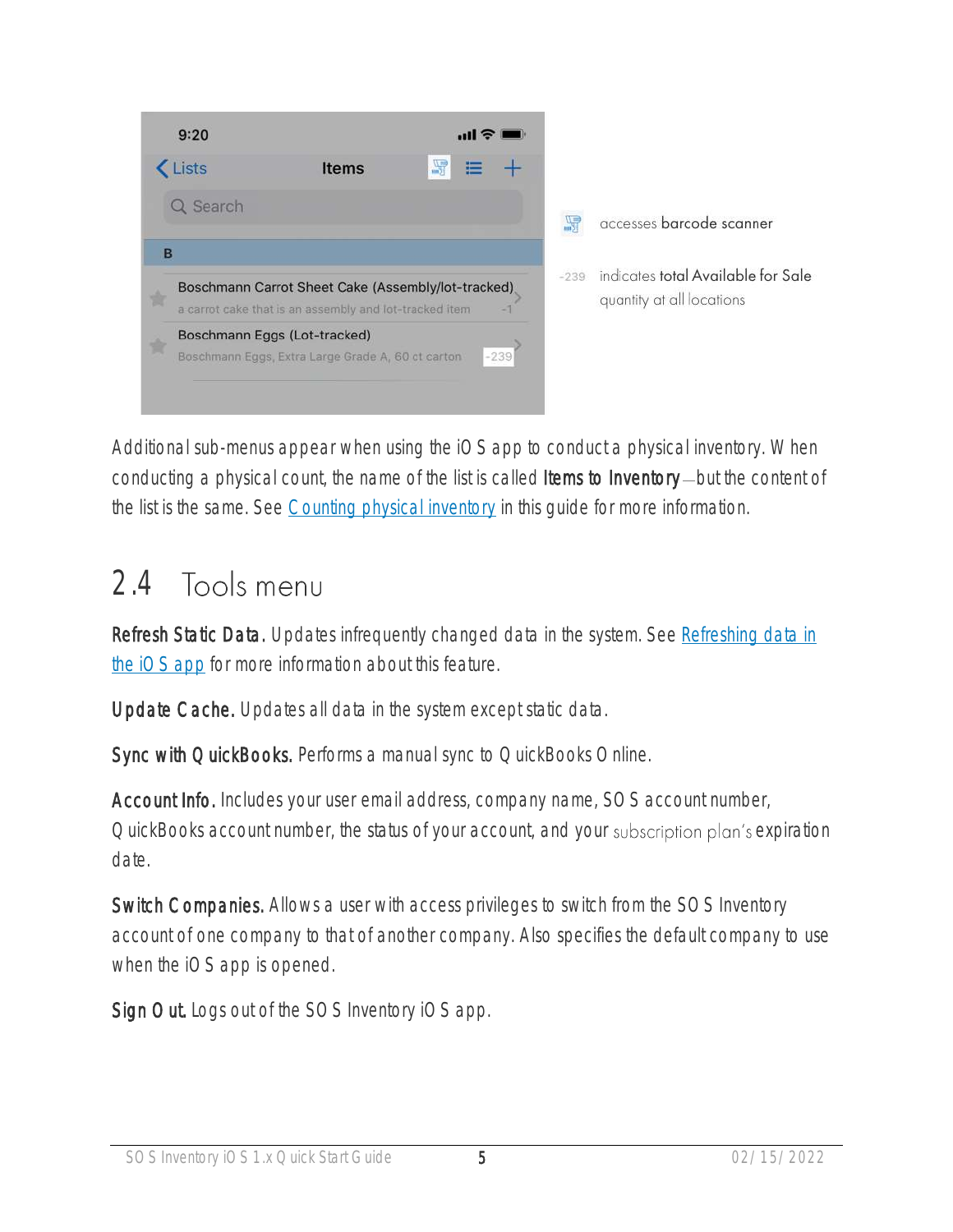accesses barcode scanner

-239 indicates total Available for Sale quantity at all locations

Additional sub-menus appear when using the iOS app to conduct a physical inventory. When conducting a physical count, the name of the list is called **Items to Inventory**—but the content of the list is the same. See Counting physical inventory in this guide for more information.

## 2.4 Tools menu

**Refresh Static Data.** Updates infrequently changed data in the system. See Refreshing data in the iOS app for more information about this feature.

**Update Cache.** Updates all data in the system except static data.

**Sync with QuickBooks.** Performs a manual sync to QuickBooks Online.

**Account Info.** Includes your user email address, company name, SOS account number, QuickBooks account number, the status of your account, and your subscription plan's expiration date.

**Switch Companies.** Allows a user with access privileges to switch from the SOS Inventory account of one company to that of another company. Also specifies the default company to use when the iOS app is opened.

**Sign Out.** Logs out of the SOS Inventory iOS app.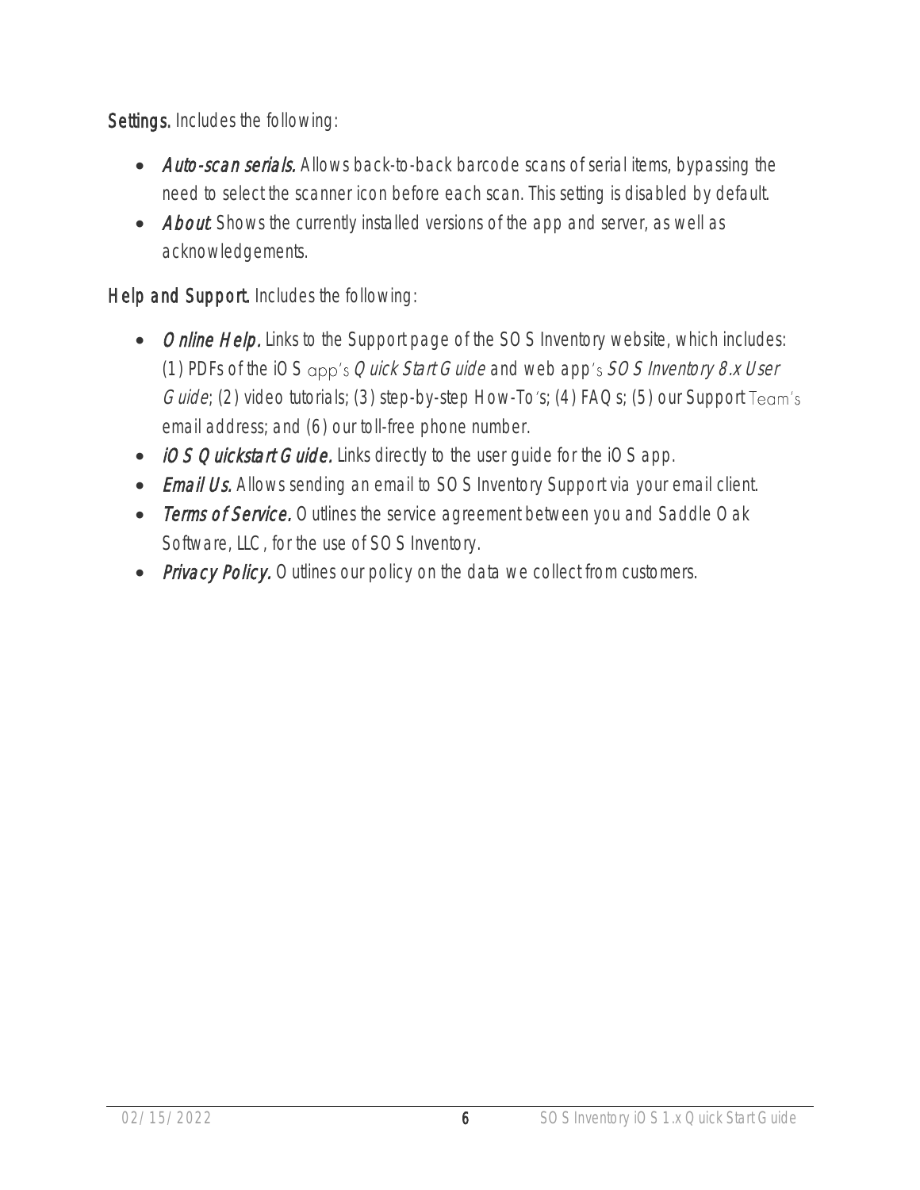**Settings.** Includes the following:

- ***Auto-scan serials.*** Allows back-to-back barcode scans of serial items, bypassing the need to select the scanner icon before each scan. This setting is disabled by default.
- ***About.*** Shows the currently installed versions of the app and server, as well as acknowledgements.

**Help and Support.** Includes the following:

- ***Online Help.*** Links to the Support page of the SOS Inventory website, which includes: (1) PDFs of the iOS app's *Quick Start Guide* and web app's *SOS Inventory 8.x User Guide*; (2) video tutorials; (3) step-by-step How-To's; (4) FAQs; (5) our Support Team's email address; and (6) our toll-free phone number.
- ***iOS Quickstart Guide.*** Links directly to the user guide for the iOS app.
- ***Email Us.*** Allows sending an email to SOS Inventory Support via your email client.
- ***Terms of Service.*** Outlines the service agreement between you and Saddle Oak Software, LLC, for the use of SOS Inventory.
- ***Privacy Policy.*** Outlines our policy on the data we collect from customers.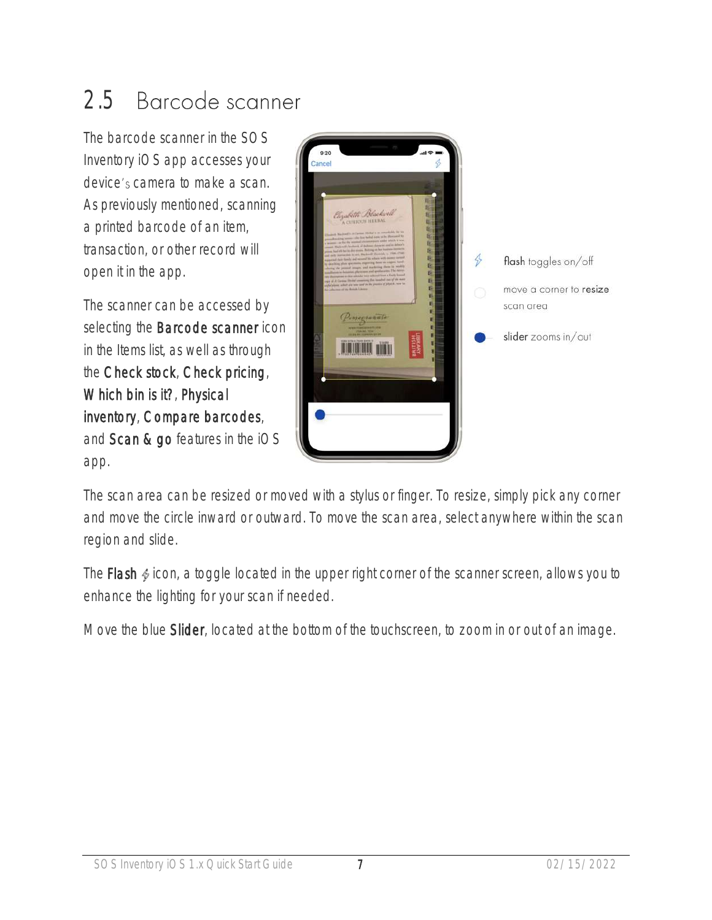## 2.5 Barcode scanner

The barcode scanner in the SOS Inventory iOS app accesses your device's camera to make a scan. As previously mentioned, scanning a printed barcode of an item, transaction, or other record will open it in the app.

The scanner can be accessed by selecting the **Barcode scanner** icon in the Items list, as well as through the **Check stock**, **Check pricing**, **Which bin is it?**, **Physical inventory**, **Compare barcodes**, and **Scan & go** features in the iOS app.

flash toggles on/off

move a corner to resize scan area

slider zooms in/out

The scan area can be resized or moved with a stylus or finger. To resize, simply pick any corner and move the circle inward or outward. To move the scan area, select anywhere within the scan region and slide.

The **Flash** icon, a toggle located in the upper right corner of the scanner screen, allows you to enhance the lighting for your scan if needed.

Move the blue **Slider**, located at the bottom of the touchscreen, to zoom in or out of an image.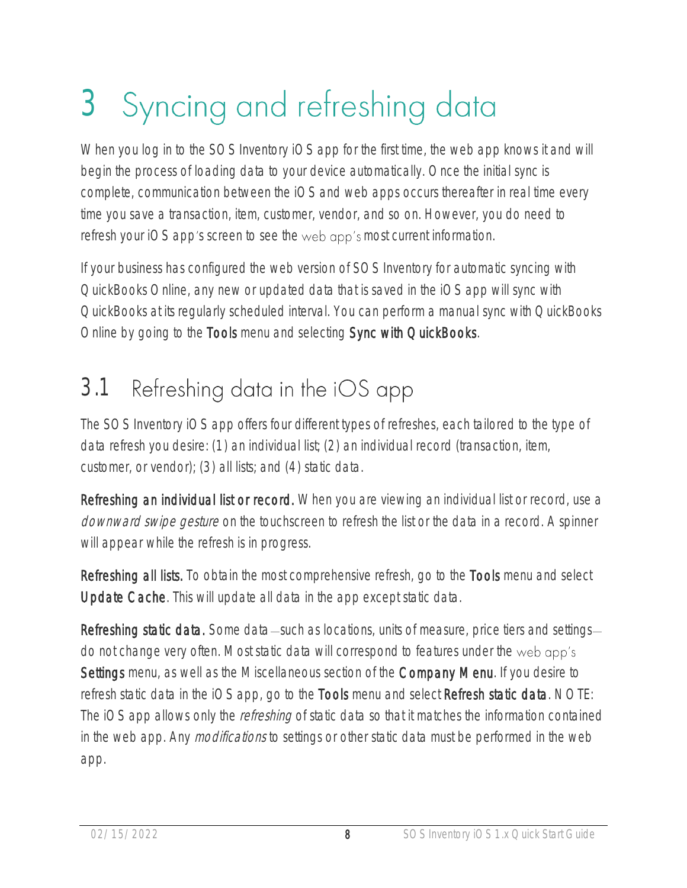# 3 Syncing and refreshing data

When you log in to the SOS Inventory iOS app for the first time, the web app knows it and will begin the process of loading data to your device automatically. Once the initial sync is complete, communication between the iOS and web apps occurs thereafter in real time every time you save a transaction, item, customer, vendor, and so on. However, you do need to refresh your iOS app's screen to see the web app's most current information.

If your business has configured the web version of SOS Inventory for automatic syncing with QuickBooks Online, any new or updated data that is saved in the iOS app will sync with QuickBooks at its regularly scheduled interval. You can perform a manual sync with QuickBooks Online by going to the **Tools** menu and selecting **Sync with QuickBooks**.

## 3.1 Refreshing data in the iOS app

The SOS Inventory iOS app offers four different types of refreshes, each tailored to the type of data refresh you desire: (1) an individual list; (2) an individual record (transaction, item, customer, or vendor); (3) all lists; and (4) static data.

**Refreshing an individual list or record.** When you are viewing an individual list or record, use a *downward swipe gesture* on the touchscreen to refresh the list or the data in a record. A spinner will appear while the refresh is in progress.

**Refreshing all lists.** To obtain the most comprehensive refresh, go to the **Tools** menu and select **Update Cache**. This will update all data in the app except static data.

**Refreshing static data.** Some data—such as locations, units of measure, price tiers and settings—do not change very often. Most static data will correspond to features under the web app's **Settings** menu, as well as the Miscellaneous section of the **Company Menu**. If you desire to refresh static data in the iOS app, go to the **Tools** menu and select **Refresh static data**. NOTE: The iOS app allows only the *refreshing* of static data so that it matches the information contained in the web app. Any *modifications* to settings or other static data must be performed in the web app.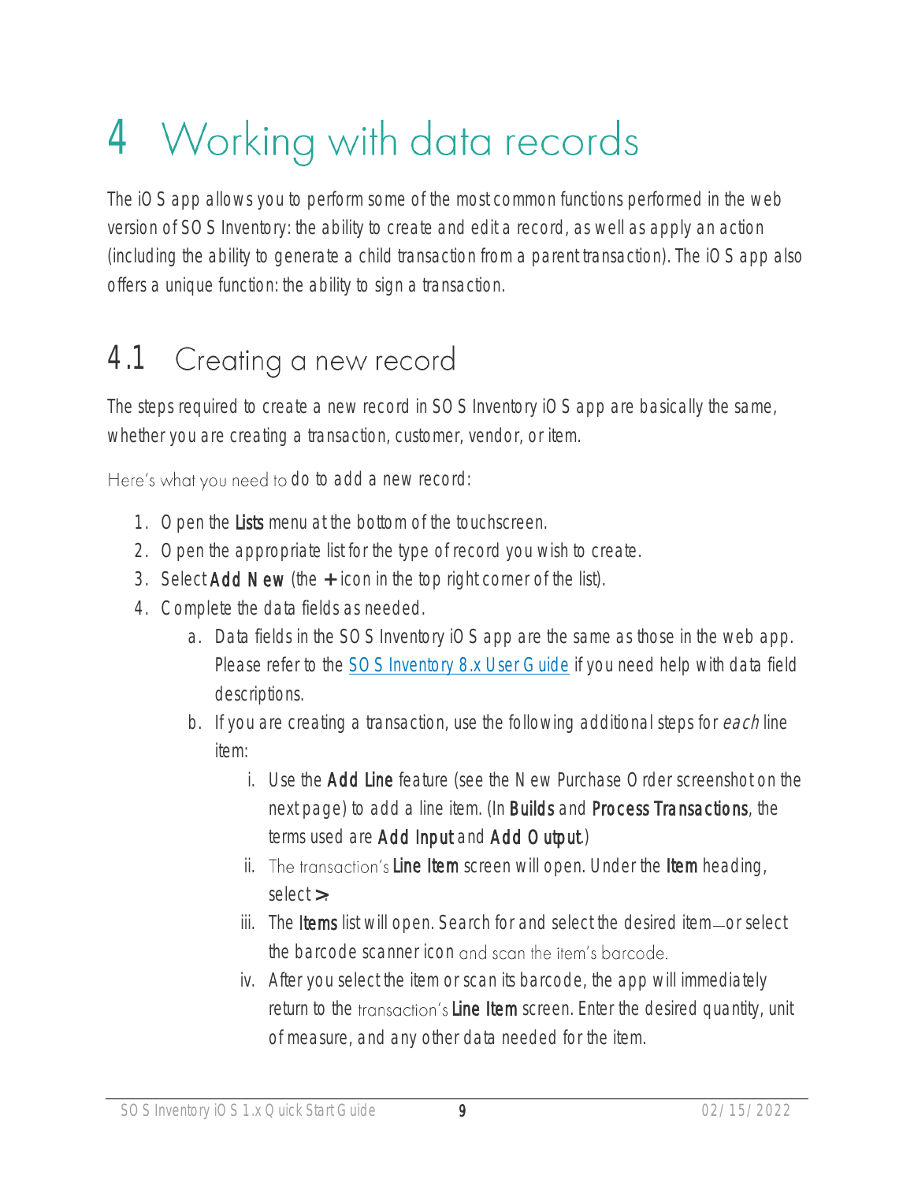# 4 Working with data records

The iOS app allows you to perform some of the most common functions performed in the web version of SOS Inventory: the ability to create and edit a record, as well as apply an action (including the ability to generate a child transaction from a parent transaction). The iOS app also offers a unique function: the ability to sign a transaction.

## 4.1 Creating a new record

The steps required to create a new record in SOS Inventory iOS app are basically the same, whether you are creating a transaction, customer, vendor, or item.

Here's what you need to do to add a new record:

1. Open the **Lists** menu at the bottom of the touchscreen.
2. Open the appropriate list for the type of record you wish to create.
3. Select **Add New** (the **+** icon in the top right corner of the list).
4. Complete the data fields as needed.
    a. Data fields in the SOS Inventory iOS app are the same as those in the web app. Please refer to the [SOS Inventory 8.x User Guide]() if you need help with data field descriptions.
    b. If you are creating a transaction, use the following additional steps for *each* line item:
        i. Use the **Add Line** feature (see the New Purchase Order screenshot on the next page) to add a line item. (In **Builds** and **Process Transactions**, the terms used are **Add Input** and **Add Output**.)
        ii. The transaction's **Line Item** screen will open. Under the **Item** heading, select **>**.
        iii. The **Items** list will open. Search for and select the desired item—or select the barcode scanner icon and scan the item's barcode.
        iv. After you select the item or scan its barcode, the app will immediately return to the transaction's **Line Item** screen. Enter the desired quantity, unit of measure, and any other data needed for the item.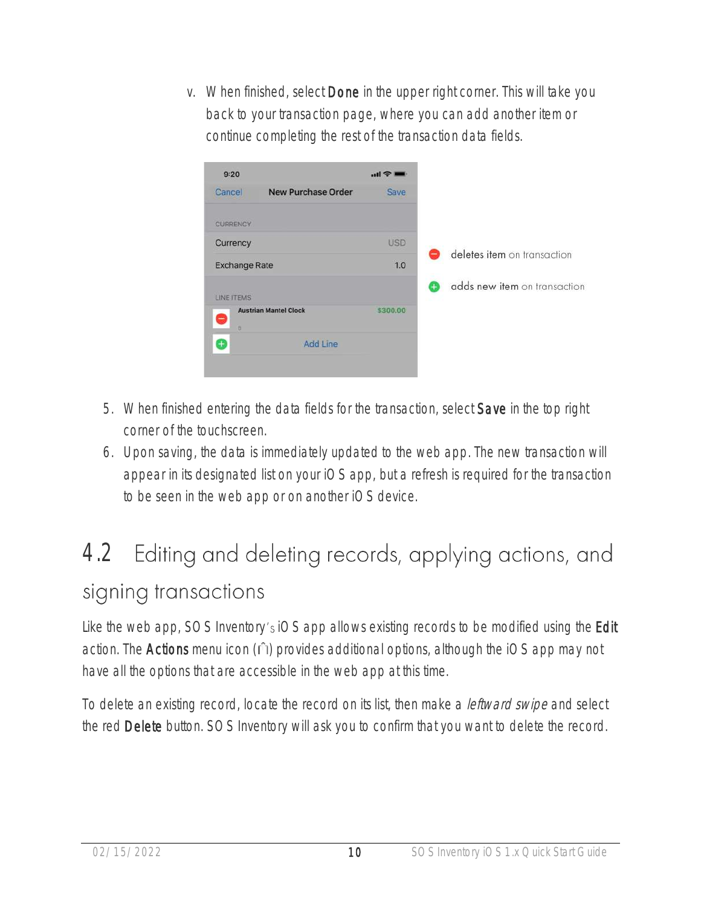v. When finished, select **Done** in the upper right corner. This will take you back to your transaction page, where you can add another item or continue completing the rest of the transaction data fields.

deletes item on transaction

adds new item on transaction

5. When finished entering the data fields for the transaction, select **Save** in the top right corner of the touchscreen.
6. Upon saving, the data is immediately updated to the web app. The new transaction will appear in its designated list on your iOS app, but a refresh is required for the transaction to be seen in the web app or on another iOS device.

## 4.2 Editing and deleting records, applying actions, and signing transactions

Like the web app, SOS Inventory's iOS app allows existing records to be modified using the **Edit** action. The **Actions** menu icon (⌃) provides additional options, although the iOS app may not have all the options that are accessible in the web app at this time.

To delete an existing record, locate the record on its list, then make a *leftward swipe* and select the red **Delete** button. SOS Inventory will ask you to confirm that you want to delete the record.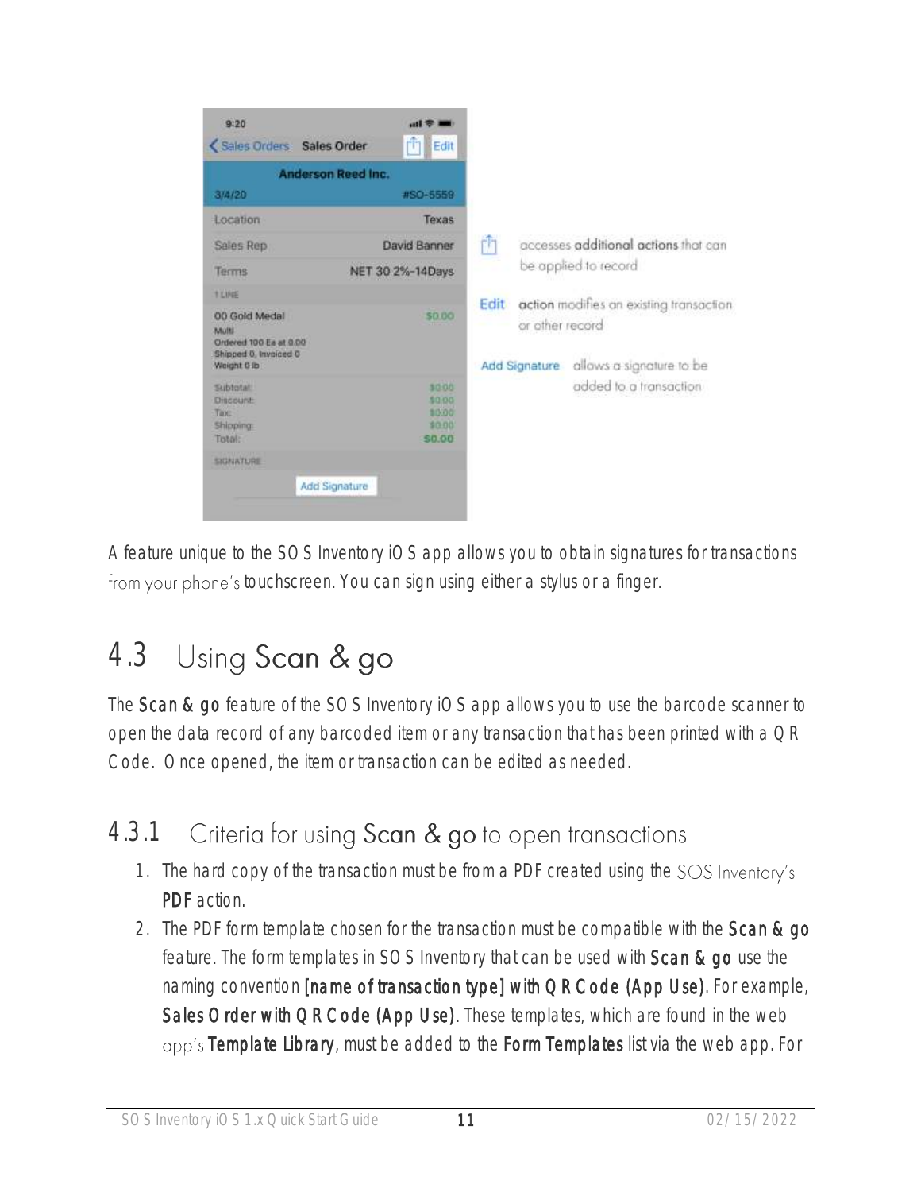accesses **additional actions** that can be applied to record

**Edit** action modifies an existing transaction or other record

**Add Signature** allows a signature to be added to a transaction

A feature unique to the SOS Inventory iOS app allows you to obtain signatures for transactions from your phone's touchscreen. You can sign using either a stylus or a finger.

## 4.3 Using Scan & go

The **Scan & go** feature of the SOS Inventory iOS app allows you to use the barcode scanner to open the data record of any barcoded item or any transaction that has been printed with a QR Code. Once opened, the item or transaction can be edited as needed.

### 4.3.1 Criteria for using Scan & go to open transactions

1. The hard copy of the transaction must be from a PDF created using the SOS Inventory's **PDF** action.
2. The PDF form template chosen for the transaction must be compatible with the **Scan & go** feature. The form templates in SOS Inventory that can be used with **Scan & go** use the naming convention **[name of transaction type] with QR Code (App Use)**. For example, **Sales Order with QR Code (App Use)**. These templates, which are found in the web app's **Template Library**, must be added to the **Form Templates** list via the web app. For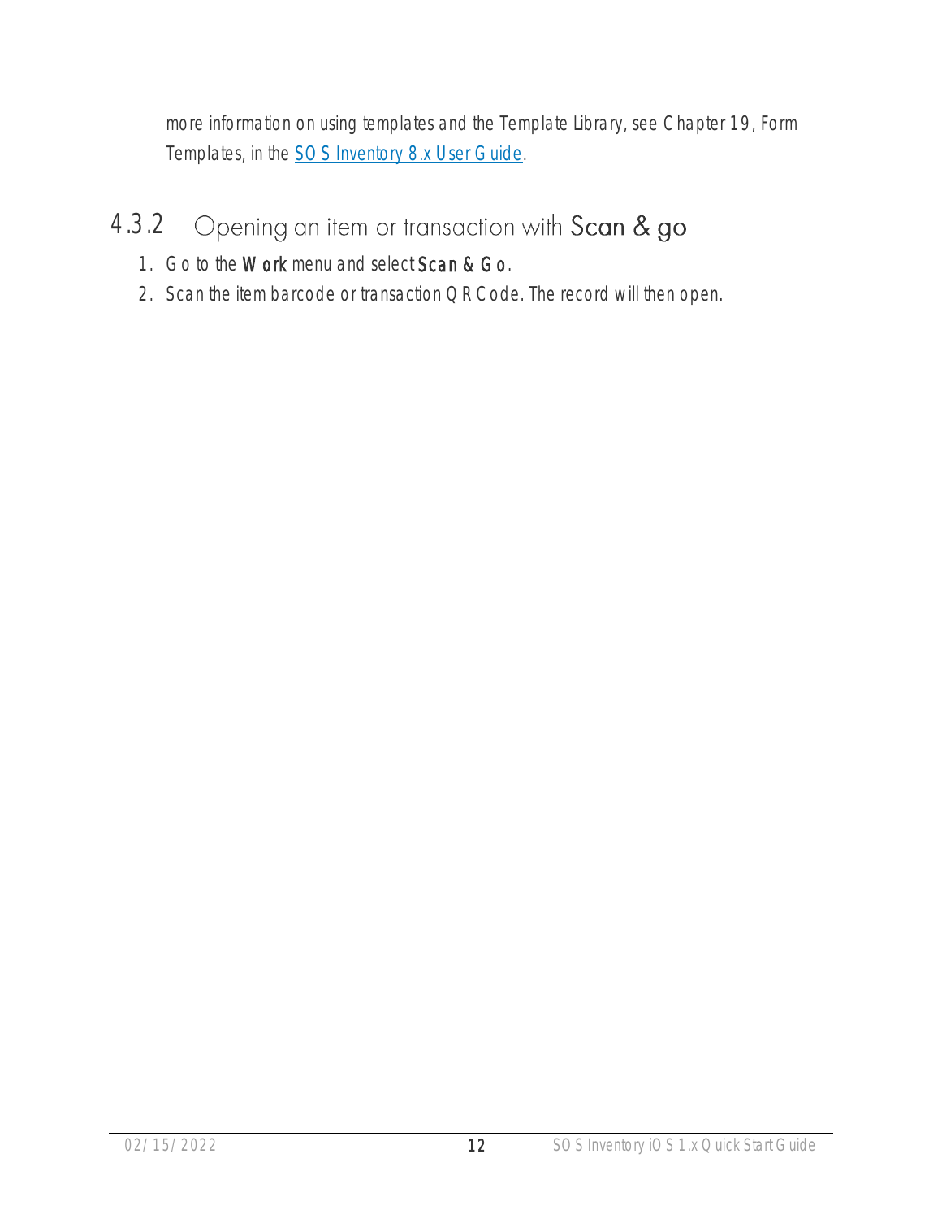more information on using templates and the Template Library, see Chapter 19, Form Templates, in the [SOS Inventory 8.x User Guide](#).

### 4.3.2 Opening an item or transaction with Scan & go

1. Go to the **Work** menu and select **Scan & Go**.
2. Scan the item barcode or transaction QR Code. The record will then open.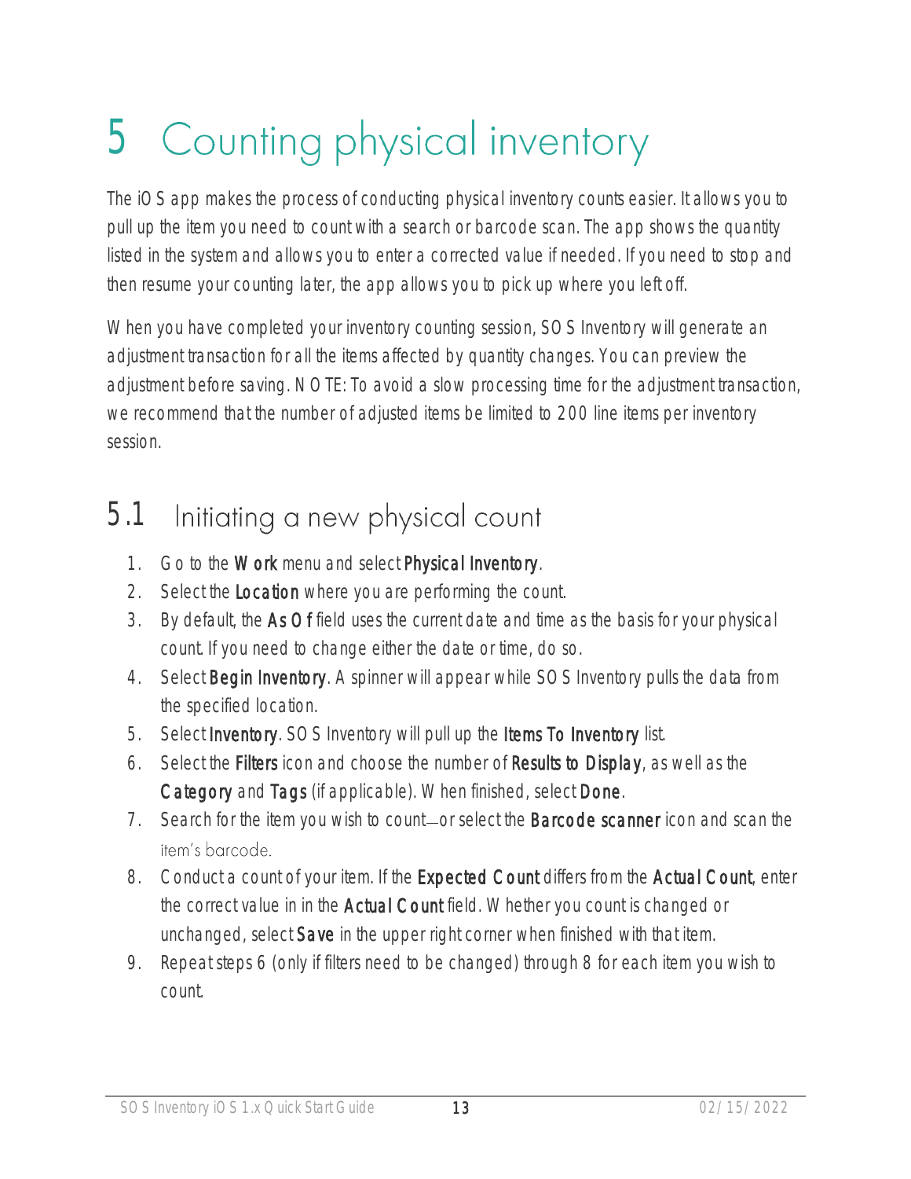# 5 Counting physical inventory

The iOS app makes the process of conducting physical inventory counts easier. It allows you to pull up the item you need to count with a search or barcode scan. The app shows the quantity listed in the system and allows you to enter a corrected value if needed. If you need to stop and then resume your counting later, the app allows you to pick up where you left off.

When you have completed your inventory counting session, SOS Inventory will generate an adjustment transaction for all the items affected by quantity changes. You can preview the adjustment before saving. NOTE: To avoid a slow processing time for the adjustment transaction, we recommend that the number of adjusted items be limited to 200 line items per inventory session.

## 5.1 Initiating a new physical count

1. Go to the **Work** menu and select **Physical Inventory**.
2. Select the **Location** where you are performing the count.
3. By default, the **As Of** field uses the current date and time as the basis for your physical count. If you need to change either the date or time, do so.
4. Select **Begin Inventory**. A spinner will appear while SOS Inventory pulls the data from the specified location.
5. Select **Inventory**. SOS Inventory will pull up the **Items To Inventory** list.
6. Select the **Filters** icon and choose the number of **Results to Display**, as well as the **Category** and **Tags** (if applicable). When finished, select **Done**.
7. Search for the item you wish to count—or select the **Barcode scanner** icon and scan the item's barcode.
8. Conduct a count of your item. If the **Expected Count** differs from the **Actual Count**, enter the correct value in in the **Actual Count** field. Whether you count is changed or unchanged, select **Save** in the upper right corner when finished with that item.
9. Repeat steps 6 (only if filters need to be changed) through 8 for each item you wish to count.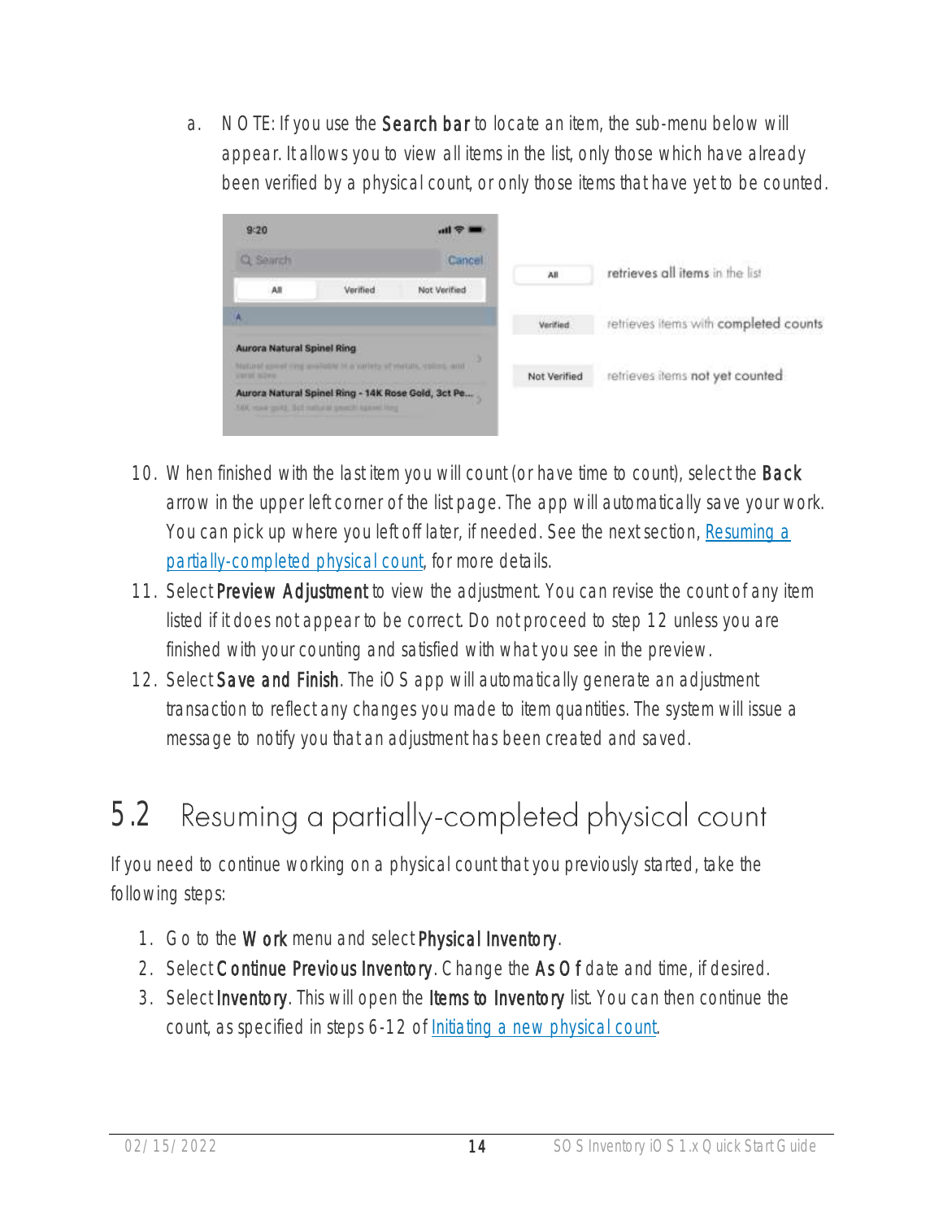a. NOTE: If you use the **Search bar** to locate an item, the sub-menu below will appear. It allows you to view all items in the list, only those which have already been verified by a physical count, or only those items that have yet to be counted.

All — retrieves all items in the list

Verified — retrieves items with completed counts

Not Verified — retrieves items not yet counted

10. When finished with the last item you will count (or have time to count), select the **Back** arrow in the upper left corner of the list page. The app will automatically save your work. You can pick up where you left off later, if needed. See the next section, Resuming a partially-completed physical count, for more details.
11. Select **Preview Adjustment** to view the adjustment. You can revise the count of any item listed if it does not appear to be correct. Do not proceed to step 12 unless you are finished with your counting and satisfied with what you see in the preview.
12. Select **Save and Finish**. The iOS app will automatically generate an adjustment transaction to reflect any changes you made to item quantities. The system will issue a message to notify you that an adjustment has been created and saved.

## 5.2 Resuming a partially-completed physical count

If you need to continue working on a physical count that you previously started, take the following steps:

1. Go to the **Work** menu and select **Physical Inventory**.
2. Select **Continue Previous Inventory**. Change the **As Of** date and time, if desired.
3. Select **Inventory**. This will open the **Items to Inventory** list. You can then continue the count, as specified in steps 6-12 of Initiating a new physical count.